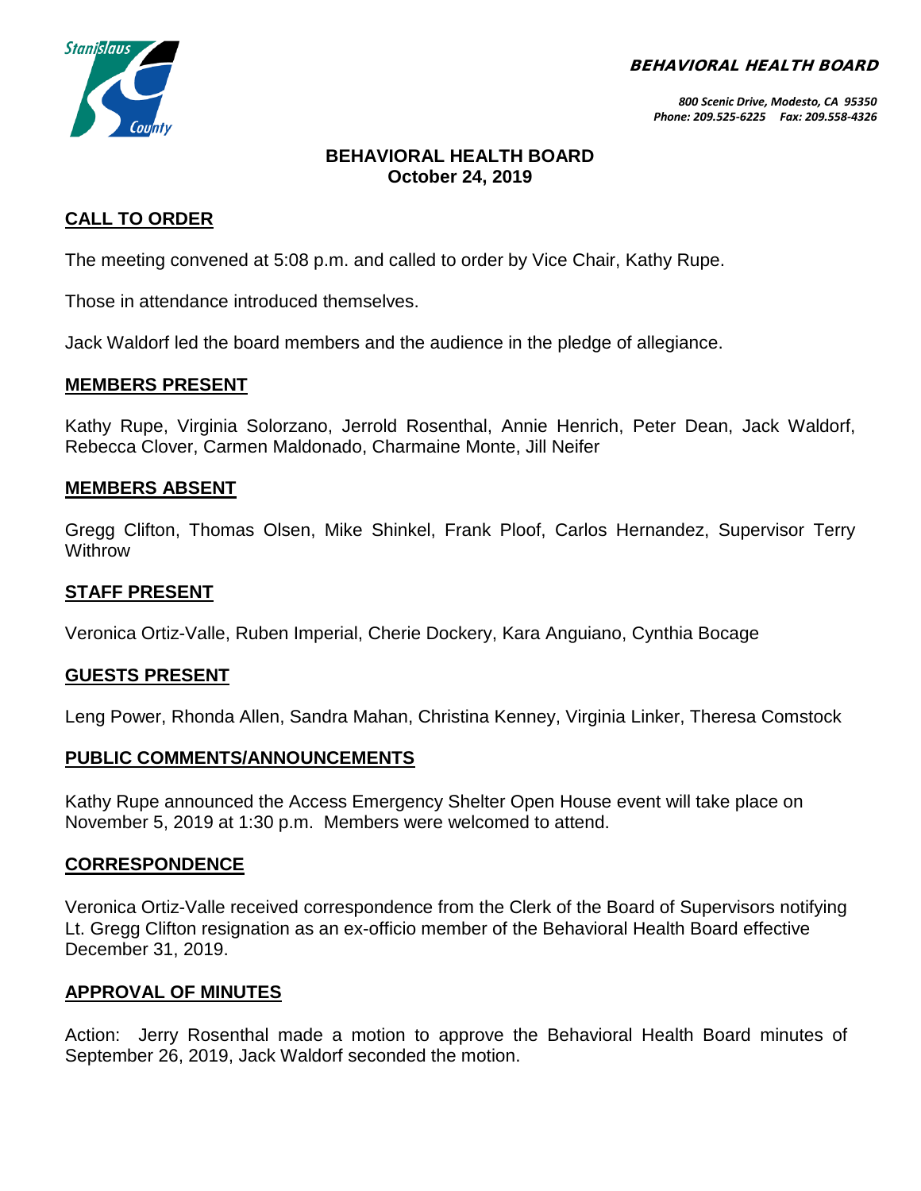**BEHAVIORAL HEALTH BOARD**

*800 Scenic Drive, Modesto, CA 95350*
*Phone: 209.525-6225 Fax: 209.558-4326*

# BEHAVIORAL HEALTH BOARD
**October 24, 2019**

## CALL TO ORDER

The meeting convened at 5:08 p.m. and called to order by Vice Chair, Kathy Rupe.

Those in attendance introduced themselves.

Jack Waldorf led the board members and the audience in the pledge of allegiance.

## MEMBERS PRESENT

Kathy Rupe, Virginia Solorzano, Jerrold Rosenthal, Annie Henrich, Peter Dean, Jack Waldorf, Rebecca Clover, Carmen Maldonado, Charmaine Monte, Jill Neifer

## MEMBERS ABSENT

Gregg Clifton, Thomas Olsen, Mike Shinkel, Frank Ploof, Carlos Hernandez, Supervisor Terry Withrow

## STAFF PRESENT

Veronica Ortiz-Valle, Ruben Imperial, Cherie Dockery, Kara Anguiano, Cynthia Bocage

## GUESTS PRESENT

Leng Power, Rhonda Allen, Sandra Mahan, Christina Kenney, Virginia Linker, Theresa Comstock

## PUBLIC COMMENTS/ANNOUNCEMENTS

Kathy Rupe announced the Access Emergency Shelter Open House event will take place on November 5, 2019 at 1:30 p.m. Members were welcomed to attend.

## CORRESPONDENCE

Veronica Ortiz-Valle received correspondence from the Clerk of the Board of Supervisors notifying Lt. Gregg Clifton resignation as an ex-officio member of the Behavioral Health Board effective December 31, 2019.

## APPROVAL OF MINUTES

Action: Jerry Rosenthal made a motion to approve the Behavioral Health Board minutes of September 26, 2019, Jack Waldorf seconded the motion.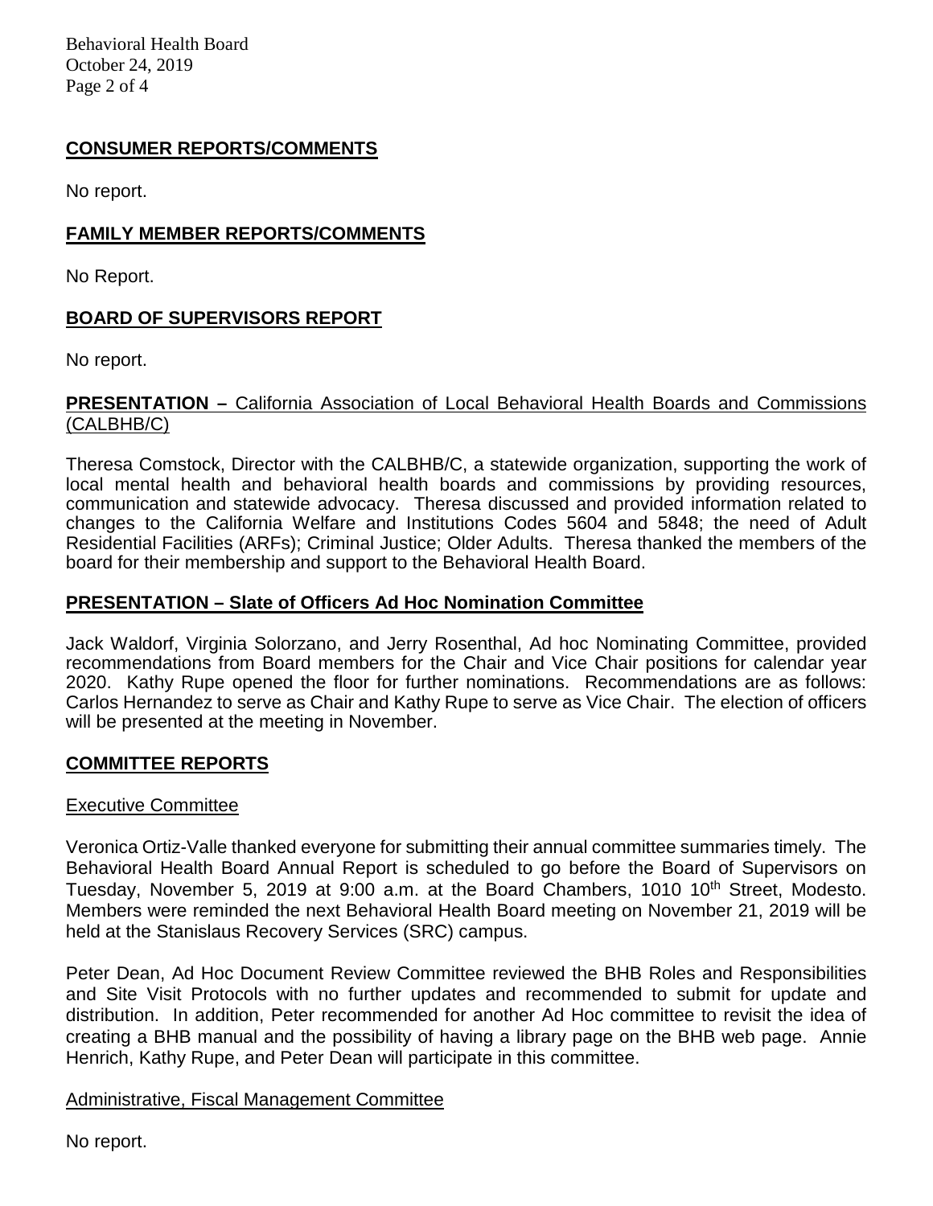## CONSUMER REPORTS/COMMENTS

No report.

## FAMILY MEMBER REPORTS/COMMENTS

No Report.

## BOARD OF SUPERVISORS REPORT

No report.

## PRESENTATION – California Association of Local Behavioral Health Boards and Commissions (CALBHB/C)

Theresa Comstock, Director with the CALBHB/C, a statewide organization, supporting the work of local mental health and behavioral health boards and commissions by providing resources, communication and statewide advocacy. Theresa discussed and provided information related to changes to the California Welfare and Institutions Codes 5604 and 5848; the need of Adult Residential Facilities (ARFs); Criminal Justice; Older Adults. Theresa thanked the members of the board for their membership and support to the Behavioral Health Board.

## PRESENTATION – Slate of Officers Ad Hoc Nomination Committee

Jack Waldorf, Virginia Solorzano, and Jerry Rosenthal, Ad hoc Nominating Committee, provided recommendations from Board members for the Chair and Vice Chair positions for calendar year 2020. Kathy Rupe opened the floor for further nominations. Recommendations are as follows: Carlos Hernandez to serve as Chair and Kathy Rupe to serve as Vice Chair. The election of officers will be presented at the meeting in November.

## COMMITTEE REPORTS

### Executive Committee

Veronica Ortiz-Valle thanked everyone for submitting their annual committee summaries timely. The Behavioral Health Board Annual Report is scheduled to go before the Board of Supervisors on Tuesday, November 5, 2019 at 9:00 a.m. at the Board Chambers, 1010 10th Street, Modesto. Members were reminded the next Behavioral Health Board meeting on November 21, 2019 will be held at the Stanislaus Recovery Services (SRC) campus.

Peter Dean, Ad Hoc Document Review Committee reviewed the BHB Roles and Responsibilities and Site Visit Protocols with no further updates and recommended to submit for update and distribution. In addition, Peter recommended for another Ad Hoc committee to revisit the idea of creating a BHB manual and the possibility of having a library page on the BHB web page. Annie Henrich, Kathy Rupe, and Peter Dean will participate in this committee.

### Administrative, Fiscal Management Committee

No report.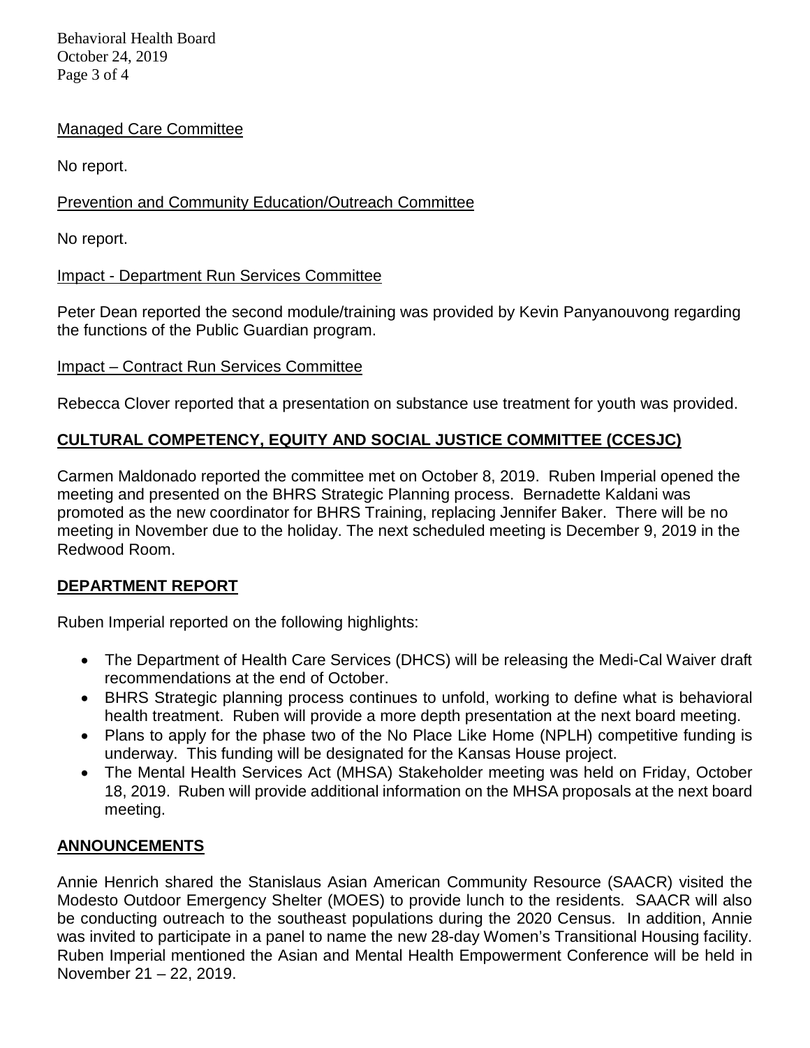### Managed Care Committee

No report.

### Prevention and Community Education/Outreach Committee

No report.

### Impact - Department Run Services Committee

Peter Dean reported the second module/training was provided by Kevin Panyanouvong regarding the functions of the Public Guardian program.

### Impact – Contract Run Services Committee

Rebecca Clover reported that a presentation on substance use treatment for youth was provided.

## CULTURAL COMPETENCY, EQUITY AND SOCIAL JUSTICE COMMITTEE (CCESJC)

Carmen Maldonado reported the committee met on October 8, 2019. Ruben Imperial opened the meeting and presented on the BHRS Strategic Planning process. Bernadette Kaldani was promoted as the new coordinator for BHRS Training, replacing Jennifer Baker. There will be no meeting in November due to the holiday. The next scheduled meeting is December 9, 2019 in the Redwood Room.

## DEPARTMENT REPORT

Ruben Imperial reported on the following highlights:

- The Department of Health Care Services (DHCS) will be releasing the Medi-Cal Waiver draft recommendations at the end of October.
- BHRS Strategic planning process continues to unfold, working to define what is behavioral health treatment. Ruben will provide a more depth presentation at the next board meeting.
- Plans to apply for the phase two of the No Place Like Home (NPLH) competitive funding is underway. This funding will be designated for the Kansas House project.
- The Mental Health Services Act (MHSA) Stakeholder meeting was held on Friday, October 18, 2019. Ruben will provide additional information on the MHSA proposals at the next board meeting.

## ANNOUNCEMENTS

Annie Henrich shared the Stanislaus Asian American Community Resource (SAACR) visited the Modesto Outdoor Emergency Shelter (MOES) to provide lunch to the residents. SAACR will also be conducting outreach to the southeast populations during the 2020 Census. In addition, Annie was invited to participate in a panel to name the new 28-day Women's Transitional Housing facility. Ruben Imperial mentioned the Asian and Mental Health Empowerment Conference will be held in November 21 – 22, 2019.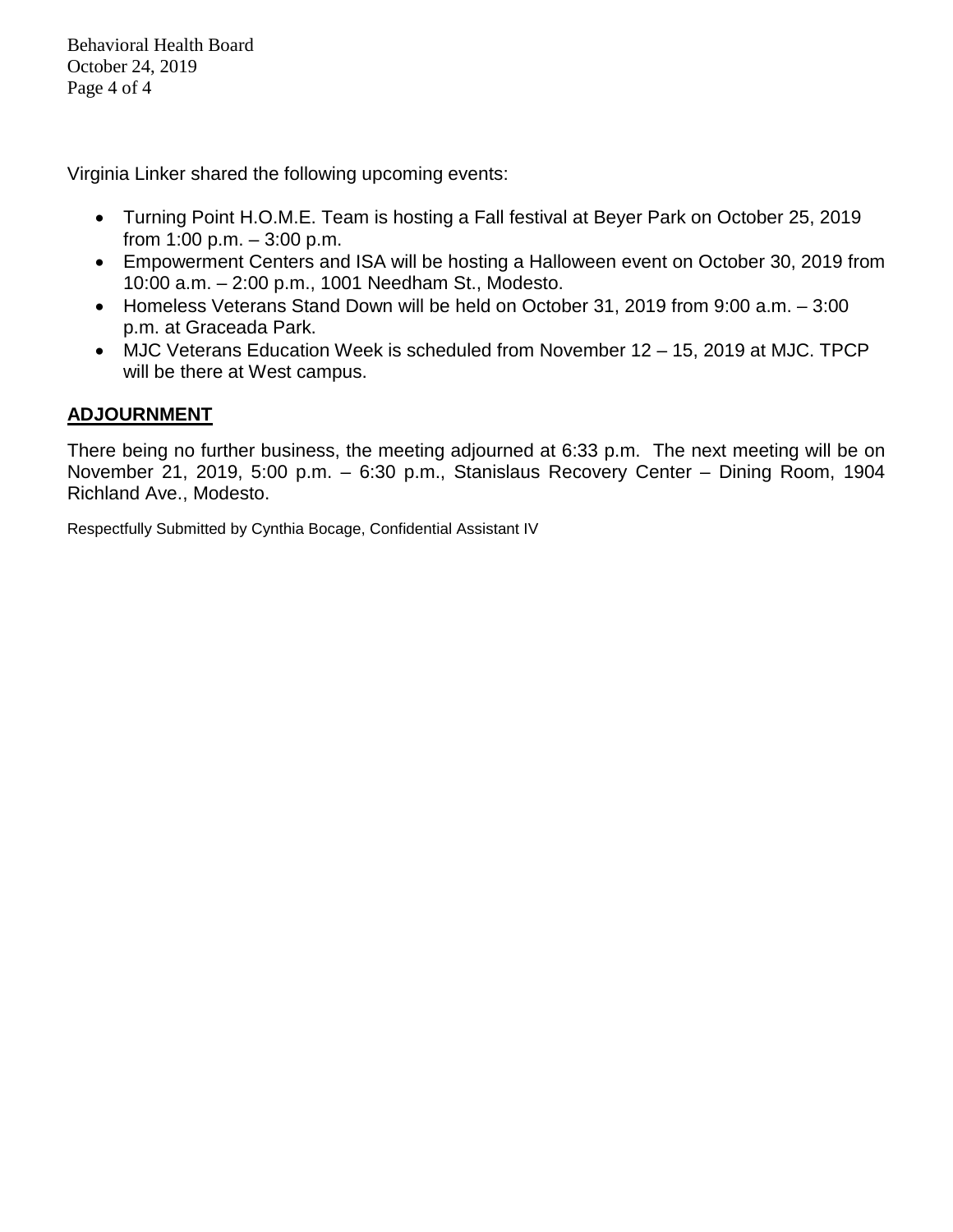Virginia Linker shared the following upcoming events:

- Turning Point H.O.M.E. Team is hosting a Fall festival at Beyer Park on October 25, 2019 from 1:00 p.m. – 3:00 p.m.
- Empowerment Centers and ISA will be hosting a Halloween event on October 30, 2019 from 10:00 a.m. – 2:00 p.m., 1001 Needham St., Modesto.
- Homeless Veterans Stand Down will be held on October 31, 2019 from 9:00 a.m. – 3:00 p.m. at Graceada Park.
- MJC Veterans Education Week is scheduled from November 12 – 15, 2019 at MJC. TPCP will be there at West campus.

## ADJOURNMENT

There being no further business, the meeting adjourned at 6:33 p.m. The next meeting will be on November 21, 2019, 5:00 p.m. – 6:30 p.m., Stanislaus Recovery Center – Dining Room, 1904 Richland Ave., Modesto.

Respectfully Submitted by Cynthia Bocage, Confidential Assistant IV